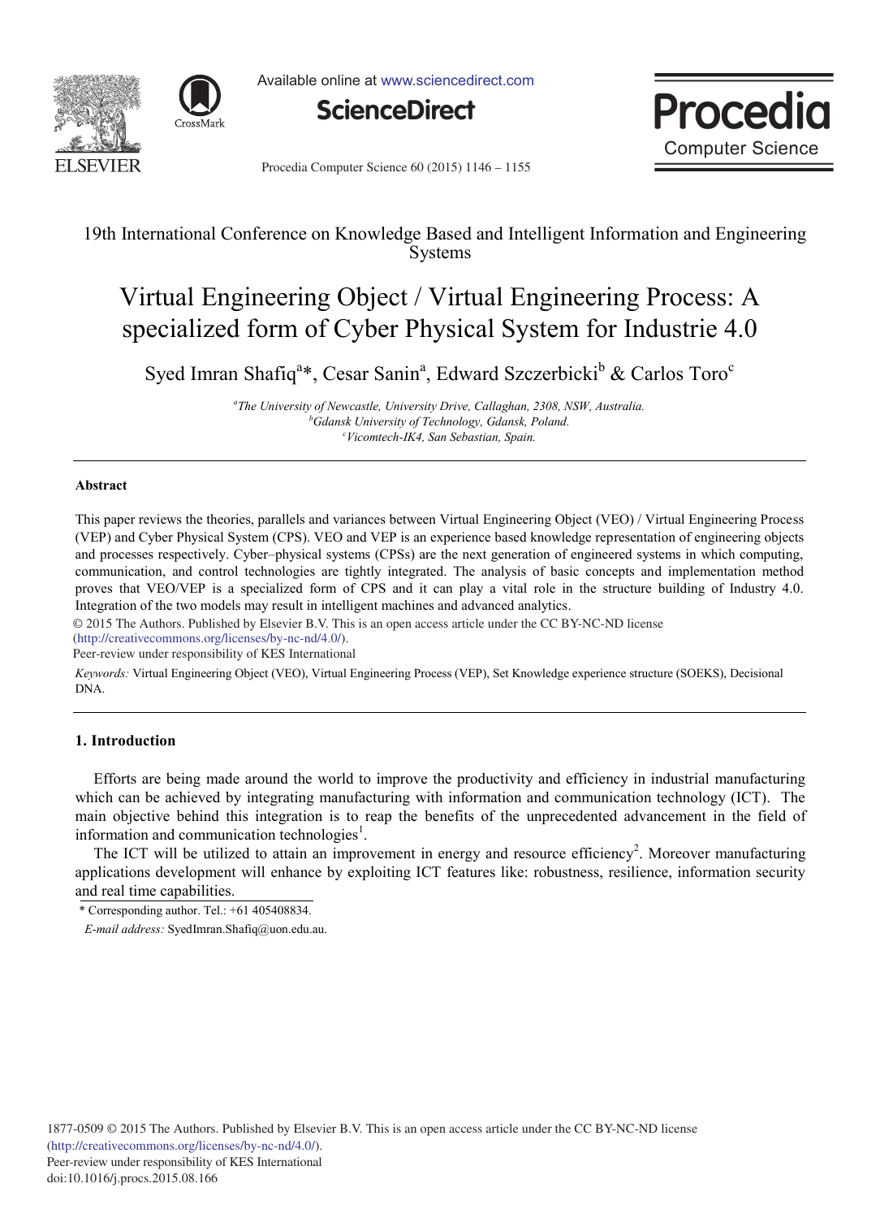19th International Conference on Knowledge Based and Intelligent Information and Engineering Systems

# Virtual Engineering Object / Virtual Engineering Process: A specialized form of Cyber Physical System for Industrie 4.0

Syed Imran Shafiq[a]*, Cesar Sanin[a], Edward Szczerbicki[b] & Carlos Toro[c]

[a]The University of Newcastle, University Drive, Callaghan, 2308, NSW, Australia.
[b]Gdansk University of Technology, Gdansk, Poland.
[c]Vicomtech-IK4, San Sebastian, Spain.

## Abstract

This paper reviews the theories, parallels and variances between Virtual Engineering Object (VEO) / Virtual Engineering Process (VEP) and Cyber Physical System (CPS). VEO and VEP is an experience based knowledge representation of engineering objects and processes respectively. Cyber–physical systems (CPSs) are the next generation of engineered systems in which computing, communication, and control technologies are tightly integrated. The analysis of basic concepts and implementation method proves that VEO/VEP is a specialized form of CPS and it can play a vital role in the structure building of Industry 4.0. Integration of the two models may result in intelligent machines and advanced analytics.

© 2015 The Authors. Published by Elsevier B.V. This is an open access article under the CC BY-NC-ND license (http://creativecommons.org/licenses/by-nc-nd/4.0/).
Peer-review under responsibility of KES International

*Keywords:* Virtual Engineering Object (VEO), Virtual Engineering Process (VEP), Set Knowledge experience structure (SOEKS), Decisional DNA.

## 1. Introduction

Efforts are being made around the world to improve the productivity and efficiency in industrial manufacturing which can be achieved by integrating manufacturing with information and communication technology (ICT). The main objective behind this integration is to reap the benefits of the unprecedented advancement in the field of information and communication technologies[1].

The ICT will be utilized to attain an improvement in energy and resource efficiency[2]. Moreover manufacturing applications development will enhance by exploiting ICT features like: robustness, resilience, information security and real time capabilities.

\* Corresponding author. Tel.: +61 405408834.
*E-mail address:* SyedImran.Shafiq@uon.edu.au.

1877-0509 © 2015 The Authors. Published by Elsevier B.V. This is an open access article under the CC BY-NC-ND license (http://creativecommons.org/licenses/by-nc-nd/4.0/).
Peer-review under responsibility of KES International
doi:10.1016/j.procs.2015.08.166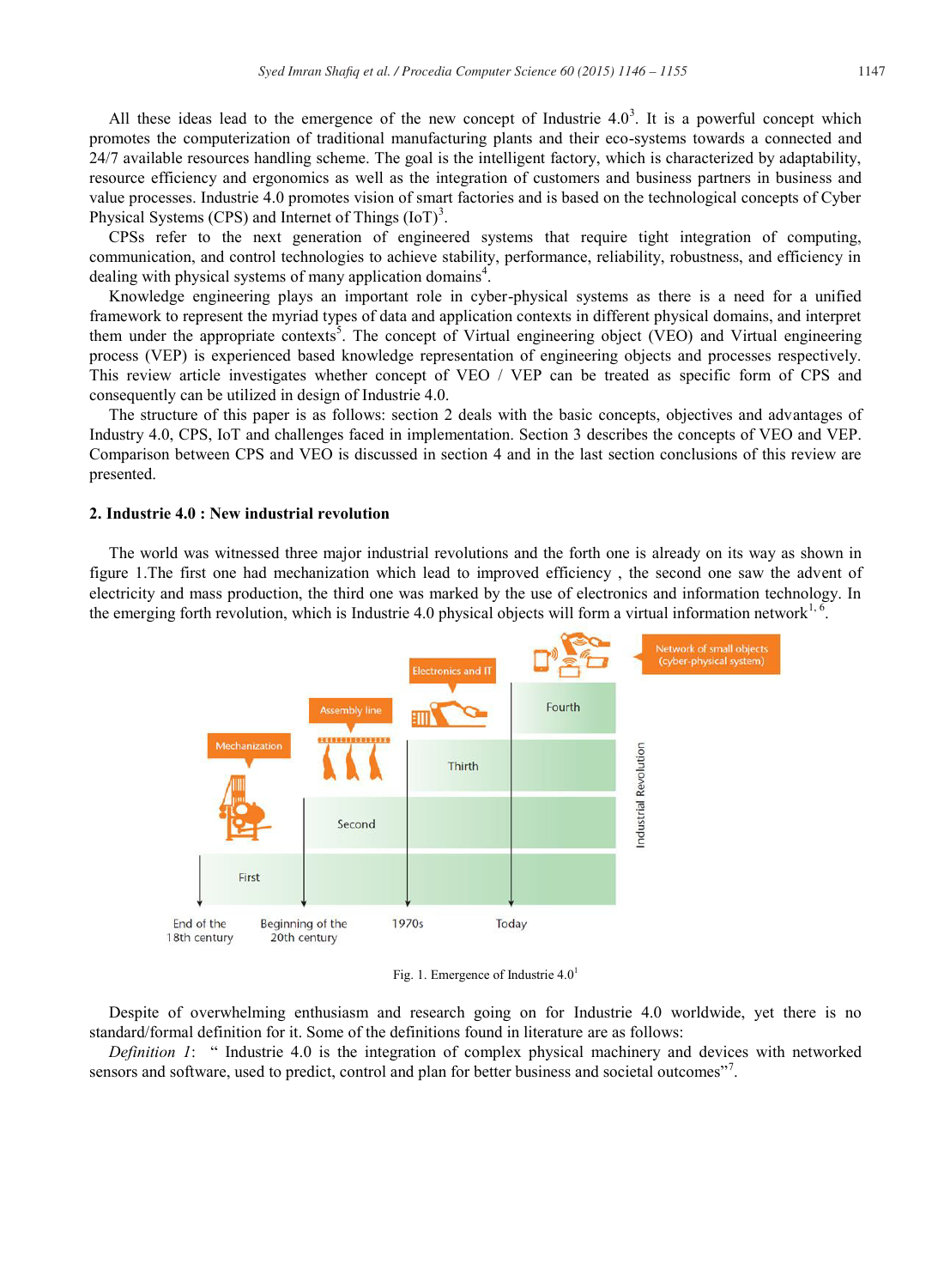All these ideas lead to the emergence of the new concept of Industrie 4.0[3]. It is a powerful concept which promotes the computerization of traditional manufacturing plants and their eco-systems towards a connected and 24/7 available resources handling scheme. The goal is the intelligent factory, which is characterized by adaptability, resource efficiency and ergonomics as well as the integration of customers and business partners in business and value processes. Industrie 4.0 promotes vision of smart factories and is based on the technological concepts of Cyber Physical Systems (CPS) and Internet of Things (IoT)[3].

CPSs refer to the next generation of engineered systems that require tight integration of computing, communication, and control technologies to achieve stability, performance, reliability, robustness, and efficiency in dealing with physical systems of many application domains[4].

Knowledge engineering plays an important role in cyber-physical systems as there is a need for a unified framework to represent the myriad types of data and application contexts in different physical domains, and interpret them under the appropriate contexts[5]. The concept of Virtual engineering object (VEO) and Virtual engineering process (VEP) is experienced based knowledge representation of engineering objects and processes respectively. This review article investigates whether concept of VEO / VEP can be treated as specific form of CPS and consequently can be utilized in design of Industrie 4.0.

The structure of this paper is as follows: section 2 deals with the basic concepts, objectives and advantages of Industry 4.0, CPS, IoT and challenges faced in implementation. Section 3 describes the concepts of VEO and VEP. Comparison between CPS and VEO is discussed in section 4 and in the last section conclusions of this review are presented.

## 2. Industrie 4.0 : New industrial revolution

The world was witnessed three major industrial revolutions and the forth one is already on its way as shown in figure 1.The first one had mechanization which lead to improved efficiency , the second one saw the advent of electricity and mass production, the third one was marked by the use of electronics and information technology. In the emerging forth revolution, which is Industrie 4.0 physical objects will form a virtual information network[1, 6].

Fig. 1. Emergence of Industrie 4.0[1]

Despite of overwhelming enthusiasm and research going on for Industrie 4.0 worldwide, yet there is no standard/formal definition for it. Some of the definitions found in literature are as follows:

*Definition 1*: " Industrie 4.0 is the integration of complex physical machinery and devices with networked sensors and software, used to predict, control and plan for better business and societal outcomes"[7].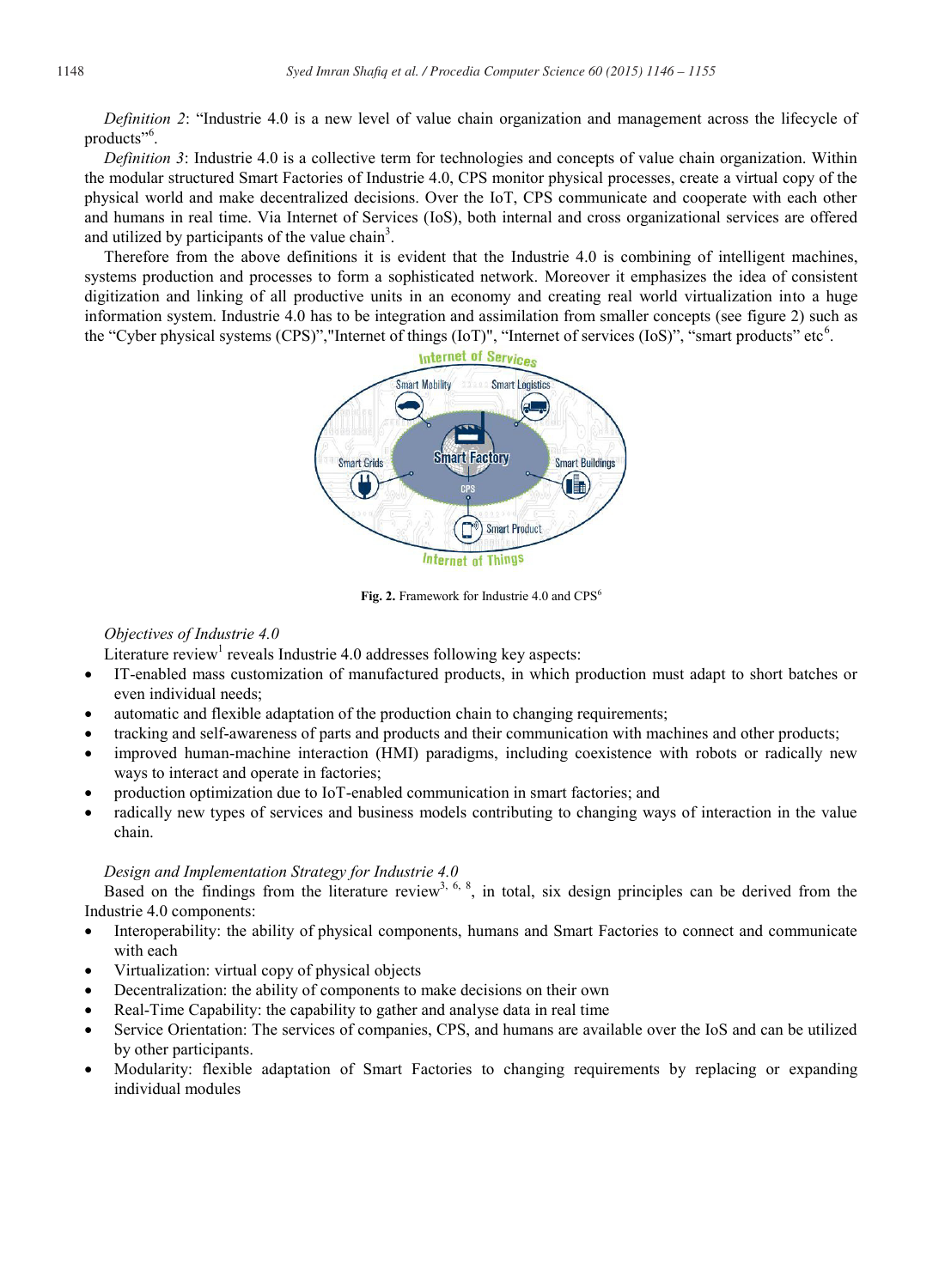*Definition 2*: "Industrie 4.0 is a new level of value chain organization and management across the lifecycle of products"[6].

*Definition 3*: Industrie 4.0 is a collective term for technologies and concepts of value chain organization. Within the modular structured Smart Factories of Industrie 4.0, CPS monitor physical processes, create a virtual copy of the physical world and make decentralized decisions. Over the IoT, CPS communicate and cooperate with each other and humans in real time. Via Internet of Services (IoS), both internal and cross organizational services are offered and utilized by participants of the value chain[3].

Therefore from the above definitions it is evident that the Industrie 4.0 is combining of intelligent machines, systems production and processes to form a sophisticated network. Moreover it emphasizes the idea of consistent digitization and linking of all productive units in an economy and creating real world virtualization into a huge information system. Industrie 4.0 has to be integration and assimilation from smaller concepts (see figure 2) such as the "Cyber physical systems (CPS)","Internet of things (IoT)", "Internet of services (IoS)", "smart products" etc[6].

**Fig. 2.** Framework for Industrie 4.0 and CPS[6]

*Objectives of Industrie 4.0*

Literature review[1] reveals Industrie 4.0 addresses following key aspects:

- IT-enabled mass customization of manufactured products, in which production must adapt to short batches or even individual needs;
- automatic and flexible adaptation of the production chain to changing requirements;
- tracking and self-awareness of parts and products and their communication with machines and other products;
- improved human-machine interaction (HMI) paradigms, including coexistence with robots or radically new ways to interact and operate in factories;
- production optimization due to IoT-enabled communication in smart factories; and
- radically new types of services and business models contributing to changing ways of interaction in the value chain.

*Design and Implementation Strategy for Industrie 4.0*

Based on the findings from the literature review[3, 6, 8], in total, six design principles can be derived from the Industrie 4.0 components:

- Interoperability: the ability of physical components, humans and Smart Factories to connect and communicate with each
- Virtualization: virtual copy of physical objects
- Decentralization: the ability of components to make decisions on their own
- Real-Time Capability: the capability to gather and analyse data in real time
- Service Orientation: The services of companies, CPS, and humans are available over the IoS and can be utilized by other participants.
- Modularity: flexible adaptation of Smart Factories to changing requirements by replacing or expanding individual modules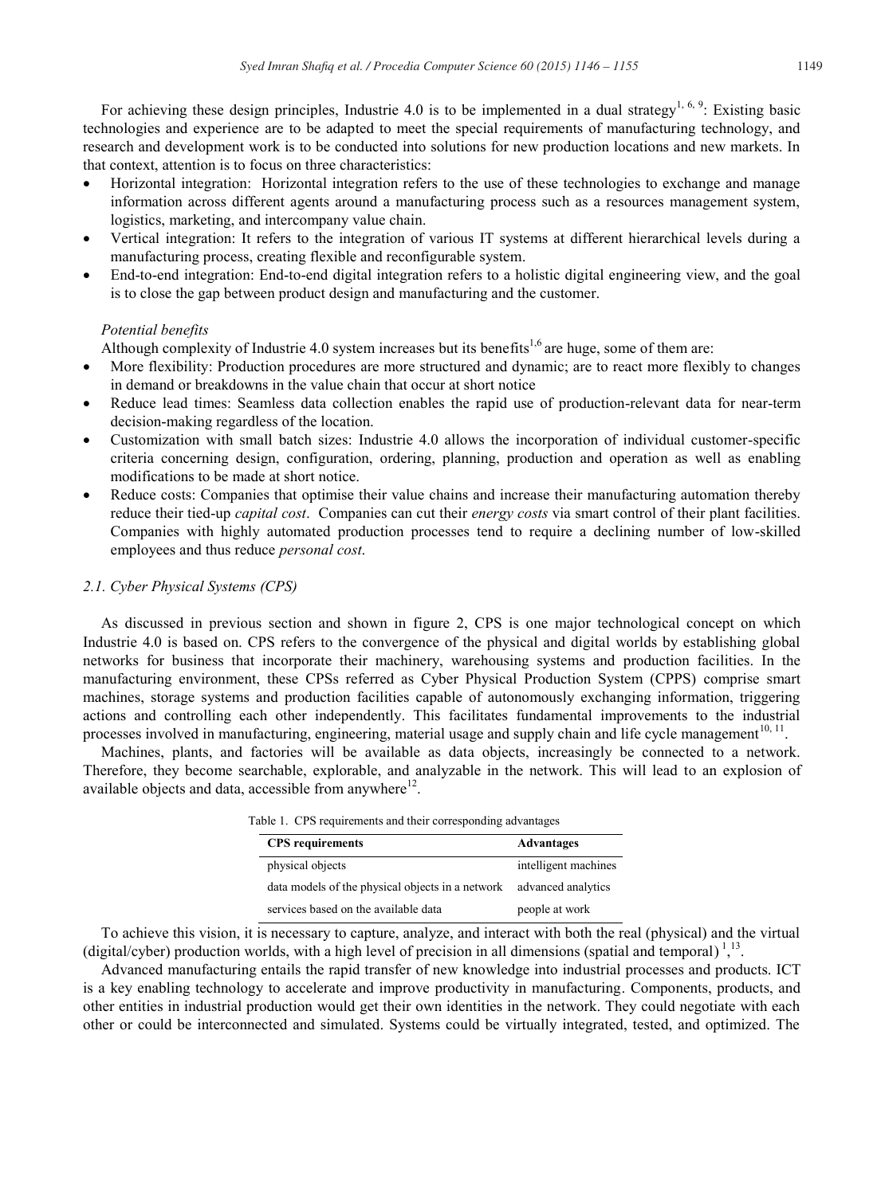For achieving these design principles, Industrie 4.0 is to be implemented in a dual strategy[1, 6, 9]: Existing basic technologies and experience are to be adapted to meet the special requirements of manufacturing technology, and research and development work is to be conducted into solutions for new production locations and new markets. In that context, attention is to focus on three characteristics:

- Horizontal integration: Horizontal integration refers to the use of these technologies to exchange and manage information across different agents around a manufacturing process such as a resources management system, logistics, marketing, and intercompany value chain.
- Vertical integration: It refers to the integration of various IT systems at different hierarchical levels during a manufacturing process, creating flexible and reconfigurable system.
- End-to-end integration: End-to-end digital integration refers to a holistic digital engineering view, and the goal is to close the gap between product design and manufacturing and the customer.

*Potential benefits*

Although complexity of Industrie 4.0 system increases but its benefits[1,6] are huge, some of them are:

- More flexibility: Production procedures are more structured and dynamic; are to react more flexibly to changes in demand or breakdowns in the value chain that occur at short notice
- Reduce lead times: Seamless data collection enables the rapid use of production-relevant data for near-term decision-making regardless of the location.
- Customization with small batch sizes: Industrie 4.0 allows the incorporation of individual customer-specific criteria concerning design, configuration, ordering, planning, production and operation as well as enabling modifications to be made at short notice.
- Reduce costs: Companies that optimise their value chains and increase their manufacturing automation thereby reduce their tied-up *capital cost*. Companies can cut their *energy costs* via smart control of their plant facilities. Companies with highly automated production processes tend to require a declining number of low-skilled employees and thus reduce *personal cost*.

### 2.1. Cyber Physical Systems (CPS)

As discussed in previous section and shown in figure 2, CPS is one major technological concept on which Industrie 4.0 is based on. CPS refers to the convergence of the physical and digital worlds by establishing global networks for business that incorporate their machinery, warehousing systems and production facilities. In the manufacturing environment, these CPSs referred as Cyber Physical Production System (CPPS) comprise smart machines, storage systems and production facilities capable of autonomously exchanging information, triggering actions and controlling each other independently. This facilitates fundamental improvements to the industrial processes involved in manufacturing, engineering, material usage and supply chain and life cycle management[10, 11].

Machines, plants, and factories will be available as data objects, increasingly be connected to a network. Therefore, they become searchable, explorable, and analyzable in the network. This will lead to an explosion of available objects and data, accessible from anywhere[12].

Table 1. CPS requirements and their corresponding advantages

| CPS requirements | Advantages |
|---|---|
| physical objects | intelligent machines |
| data models of the physical objects in a network | advanced analytics |
| services based on the available data | people at work |

To achieve this vision, it is necessary to capture, analyze, and interact with both the real (physical) and the virtual (digital/cyber) production worlds, with a high level of precision in all dimensions (spatial and temporal) [1,13].

Advanced manufacturing entails the rapid transfer of new knowledge into industrial processes and products. ICT is a key enabling technology to accelerate and improve productivity in manufacturing. Components, products, and other entities in industrial production would get their own identities in the network. They could negotiate with each other or could be interconnected and simulated. Systems could be virtually integrated, tested, and optimized. The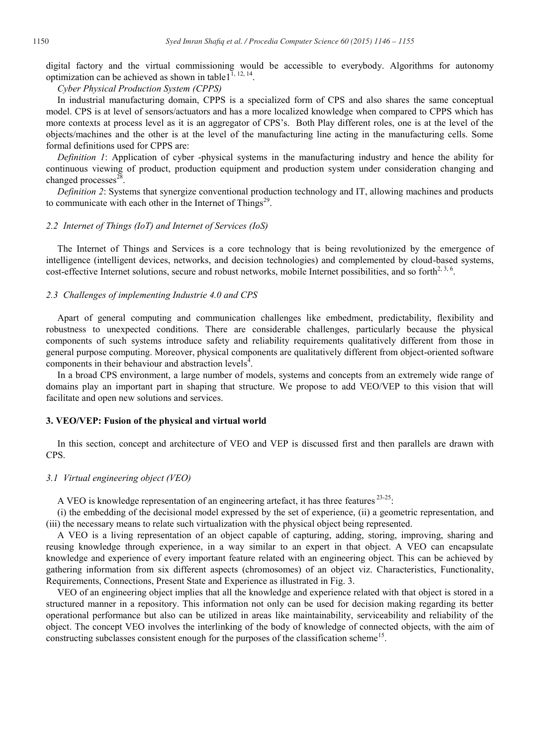digital factory and the virtual commissioning would be accessible to everybody. Algorithms for autonomy optimization can be achieved as shown in table1[1, 12, 14].

*Cyber Physical Production System (CPPS)*

In industrial manufacturing domain, CPPS is a specialized form of CPS and also shares the same conceptual model. CPS is at level of sensors/actuators and has a more localized knowledge when compared to CPPS which has more contexts at process level as it is an aggregator of CPS's. Both Play different roles, one is at the level of the objects/machines and the other is at the level of the manufacturing line acting in the manufacturing cells. Some formal definitions used for CPPS are:

*Definition 1*: Application of cyber -physical systems in the manufacturing industry and hence the ability for continuous viewing of product, production equipment and production system under consideration changing and changed processes[28].

*Definition 2*: Systems that synergize conventional production technology and IT, allowing machines and products to communicate with each other in the Internet of Things[29].

### 2.2 Internet of Things (IoT) and Internet of Services (IoS)

The Internet of Things and Services is a core technology that is being revolutionized by the emergence of intelligence (intelligent devices, networks, and decision technologies) and complemented by cloud-based systems, cost-effective Internet solutions, secure and robust networks, mobile Internet possibilities, and so forth[2, 3, 6].

### 2.3 Challenges of implementing Industrie 4.0 and CPS

Apart of general computing and communication challenges like embedment, predictability, flexibility and robustness to unexpected conditions. There are considerable challenges, particularly because the physical components of such systems introduce safety and reliability requirements qualitatively different from those in general purpose computing. Moreover, physical components are qualitatively different from object-oriented software components in their behaviour and abstraction levels[4].

In a broad CPS environment, a large number of models, systems and concepts from an extremely wide range of domains play an important part in shaping that structure. We propose to add VEO/VEP to this vision that will facilitate and open new solutions and services.

## 3. VEO/VEP: Fusion of the physical and virtual world

In this section, concept and architecture of VEO and VEP is discussed first and then parallels are drawn with CPS.

### 3.1 Virtual engineering object (VEO)

A VEO is knowledge representation of an engineering artefact, it has three features [23-25]:

(i) the embedding of the decisional model expressed by the set of experience, (ii) a geometric representation, and (iii) the necessary means to relate such virtualization with the physical object being represented.

A VEO is a living representation of an object capable of capturing, adding, storing, improving, sharing and reusing knowledge through experience, in a way similar to an expert in that object. A VEO can encapsulate knowledge and experience of every important feature related with an engineering object. This can be achieved by gathering information from six different aspects (chromosomes) of an object viz. Characteristics, Functionality, Requirements, Connections, Present State and Experience as illustrated in Fig. 3.

VEO of an engineering object implies that all the knowledge and experience related with that object is stored in a structured manner in a repository. This information not only can be used for decision making regarding its better operational performance but also can be utilized in areas like maintainability, serviceability and reliability of the object. The concept VEO involves the interlinking of the body of knowledge of connected objects, with the aim of constructing subclasses consistent enough for the purposes of the classification scheme[15].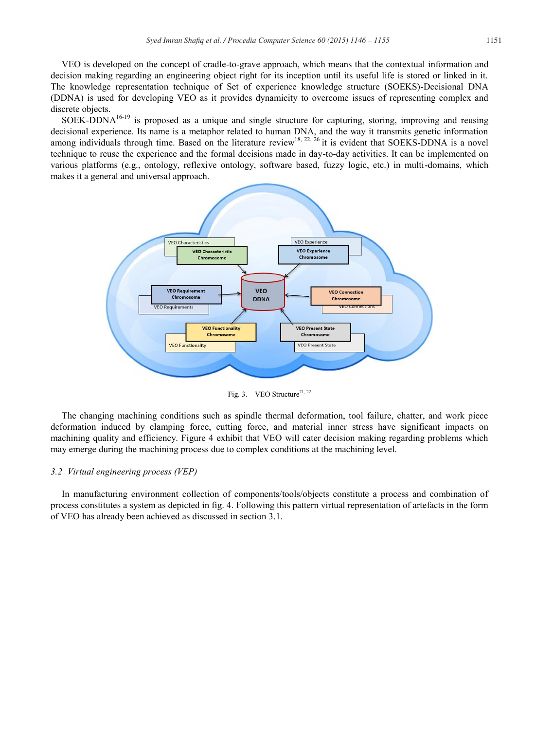VEO is developed on the concept of cradle-to-grave approach, which means that the contextual information and decision making regarding an engineering object right for its inception until its useful life is stored or linked in it. The knowledge representation technique of Set of experience knowledge structure (SOEKS)-Decisional DNA (DDNA) is used for developing VEO as it provides dynamicity to overcome issues of representing complex and discrete objects.

SOEK-DDNA[16-19] is proposed as a unique and single structure for capturing, storing, improving and reusing decisional experience. Its name is a metaphor related to human DNA, and the way it transmits genetic information among individuals through time. Based on the literature review[18, 22, 26] it is evident that SOEKS-DDNA is a novel technique to reuse the experience and the formal decisions made in day-to-day activities. It can be implemented on various platforms (e.g., ontology, reflexive ontology, software based, fuzzy logic, etc.) in multi-domains, which makes it a general and universal approach.

Fig. 3. VEO Structure[21, 22]

The changing machining conditions such as spindle thermal deformation, tool failure, chatter, and work piece deformation induced by clamping force, cutting force, and material inner stress have significant impacts on machining quality and efficiency. Figure 4 exhibit that VEO will cater decision making regarding problems which may emerge during the machining process due to complex conditions at the machining level.

### *3.2 Virtual engineering process (VEP)*

In manufacturing environment collection of components/tools/objects constitute a process and combination of process constitutes a system as depicted in fig. 4. Following this pattern virtual representation of artefacts in the form of VEO has already been achieved as discussed in section 3.1.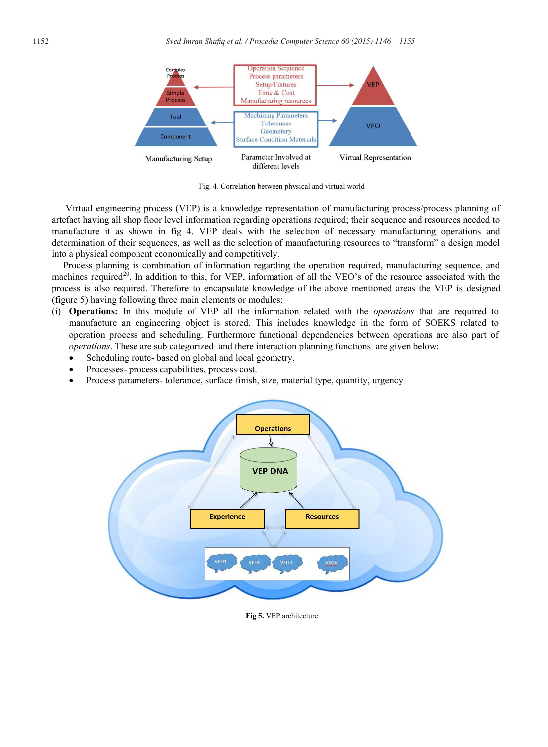Fig. 4. Correlation between physical and virtual world

Virtual engineering process (VEP) is a knowledge representation of manufacturing process/process planning of artefact having all shop floor level information regarding operations required; their sequence and resources needed to manufacture it as shown in fig 4. VEP deals with the selection of necessary manufacturing operations and determination of their sequences, as well as the selection of manufacturing resources to "transform" a design model into a physical component economically and competitively.

Process planning is combination of information regarding the operation required, manufacturing sequence, and machines required[20]. In addition to this, for VEP, information of all the VEO's of the resource associated with the process is also required. Therefore to encapsulate knowledge of the above mentioned areas the VEP is designed (figure 5) having following three main elements or modules:

(i) **Operations:** In this module of VEP all the information related with the *operations* that are required to manufacture an engineering object is stored. This includes knowledge in the form of SOEKS related to operation process and scheduling. Furthermore functional dependencies between operations are also part of *operations*. These are sub categorized and there interaction planning functions are given below:

- Scheduling route- based on global and local geometry.
- Processes- process capabilities, process cost.
- Process parameters- tolerance, surface finish, size, material type, quantity, urgency

**Fig 5.** VEP architecture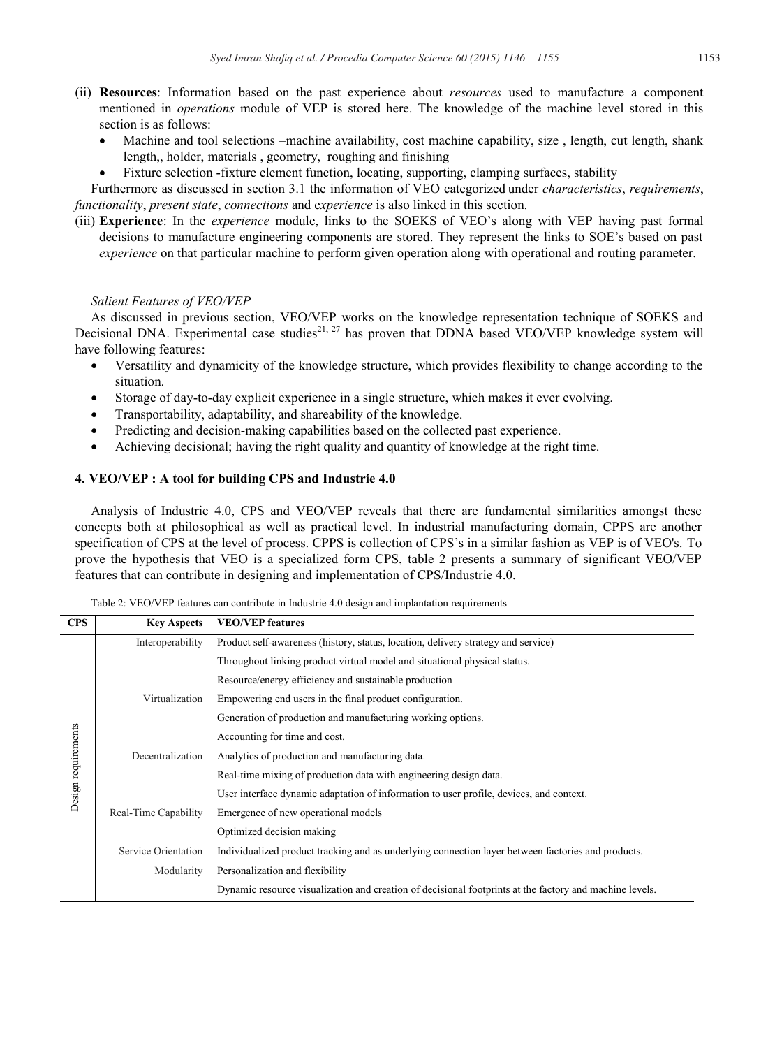(ii) **Resources**: Information based on the past experience about *resources* used to manufacture a component mentioned in *operations* module of VEP is stored here. The knowledge of the machine level stored in this section is as follows:

- Machine and tool selections –machine availability, cost machine capability, size , length, cut length, shank length,, holder, materials , geometry, roughing and finishing
- Fixture selection -fixture element function, locating, supporting, clamping surfaces, stability

Furthermore as discussed in section 3.1 the information of VEO categorized under *characteristics*, *requirements*, *functionality*, *present state*, *connections* and e*xperience* is also linked in this section.

(iii) **Experience**: In the *experience* module, links to the SOEKS of VEO's along with VEP having past formal decisions to manufacture engineering components are stored. They represent the links to SOE's based on past *experience* on that particular machine to perform given operation along with operational and routing parameter.

*Salient Features of VEO/VEP*

As discussed in previous section, VEO/VEP works on the knowledge representation technique of SOEKS and Decisional DNA. Experimental case studies[21, 27] has proven that DDNA based VEO/VEP knowledge system will have following features:

- Versatility and dynamicity of the knowledge structure, which provides flexibility to change according to the situation.
- Storage of day-to-day explicit experience in a single structure, which makes it ever evolving.
- Transportability, adaptability, and shareability of the knowledge.
- Predicting and decision-making capabilities based on the collected past experience.
- Achieving decisional; having the right quality and quantity of knowledge at the right time.

## 4. VEO/VEP : A tool for building CPS and Industrie 4.0

Analysis of Industrie 4.0, CPS and VEO/VEP reveals that there are fundamental similarities amongst these concepts both at philosophical as well as practical level. In industrial manufacturing domain, CPPS are another specification of CPS at the level of process. CPPS is collection of CPS's in a similar fashion as VEP is of VEO's. To prove the hypothesis that VEO is a specialized form CPS, table 2 presents a summary of significant VEO/VEP features that can contribute in designing and implementation of CPS/Industrie 4.0.

Table 2: VEO/VEP features can contribute in Industrie 4.0 design and implantation requirements

| CPS | Key Aspects | VEO/VEP features |
|---|---|---|
| Design requirements | Interoperability | Product self-awareness (history, status, location, delivery strategy and service) |
| | | Throughout linking product virtual model and situational physical status. |
| | | Resource/energy efficiency and sustainable production |
| | Virtualization | Empowering end users in the final product configuration. |
| | | Generation of production and manufacturing working options. |
| | | Accounting for time and cost. |
| | Decentralization | Analytics of production and manufacturing data. |
| | | Real-time mixing of production data with engineering design data. |
| | | User interface dynamic adaptation of information to user profile, devices, and context. |
| | Real-Time Capability | Emergence of new operational models |
| | | Optimized decision making |
| | Service Orientation | Individualized product tracking and as underlying connection layer between factories and products. |
| | Modularity | Personalization and flexibility |
| | | Dynamic resource visualization and creation of decisional footprints at the factory and machine levels. |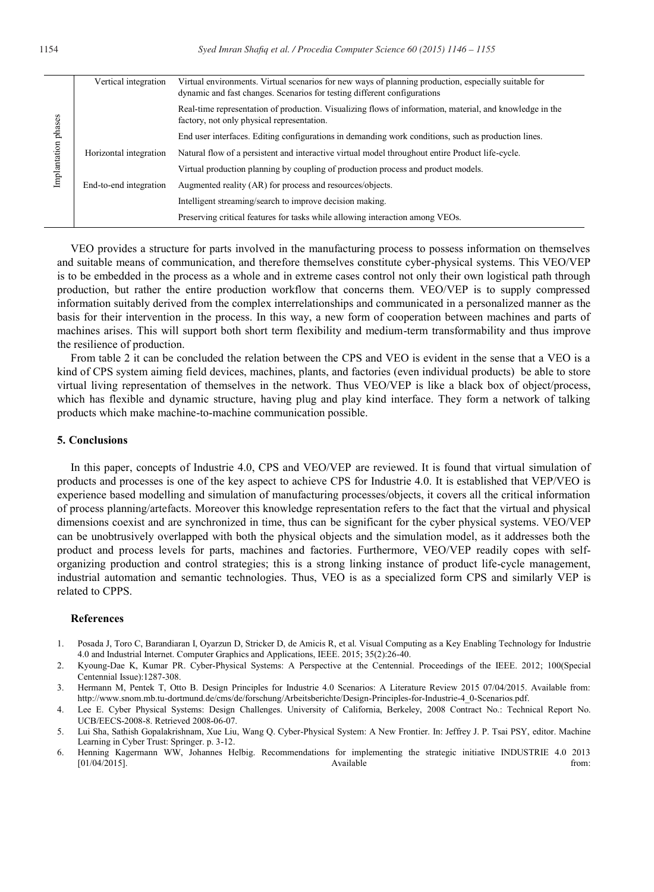| | | |
|---|---|---|
| Implantation phases | Vertical integration | Virtual environments. Virtual scenarios for new ways of planning production, especially suitable for dynamic and fast changes. Scenarios for testing different configurations |
| | | Real-time representation of production. Visualizing flows of information, material, and knowledge in the factory, not only physical representation. |
| | | End user interfaces. Editing configurations in demanding work conditions, such as production lines. |
| | Horizontal integration | Natural flow of a persistent and interactive virtual model throughout entire Product life-cycle. |
| | | Virtual production planning by coupling of production process and product models. |
| | End-to-end integration | Augmented reality (AR) for process and resources/objects. |
| | | Intelligent streaming/search to improve decision making. |
| | | Preserving critical features for tasks while allowing interaction among VEOs. |

VEO provides a structure for parts involved in the manufacturing process to possess information on themselves and suitable means of communication, and therefore themselves constitute cyber-physical systems. This VEO/VEP is to be embedded in the process as a whole and in extreme cases control not only their own logistical path through production, but rather the entire production workflow that concerns them. VEO/VEP is to supply compressed information suitably derived from the complex interrelationships and communicated in a personalized manner as the basis for their intervention in the process. In this way, a new form of cooperation between machines and parts of machines arises. This will support both short term flexibility and medium-term transformability and thus improve the resilience of production.

From table 2 it can be concluded the relation between the CPS and VEO is evident in the sense that a VEO is a kind of CPS system aiming field devices, machines, plants, and factories (even individual products) be able to store virtual living representation of themselves in the network. Thus VEO/VEP is like a black box of object/process, which has flexible and dynamic structure, having plug and play kind interface. They form a network of talking products which make machine-to-machine communication possible.

## 5. Conclusions

In this paper, concepts of Industrie 4.0, CPS and VEO/VEP are reviewed. It is found that virtual simulation of products and processes is one of the key aspect to achieve CPS for Industrie 4.0. It is established that VEP/VEO is experience based modelling and simulation of manufacturing processes/objects, it covers all the critical information of process planning/artefacts. Moreover this knowledge representation refers to the fact that the virtual and physical dimensions coexist and are synchronized in time, thus can be significant for the cyber physical systems. VEO/VEP can be unobtrusively overlapped with both the physical objects and the simulation model, as it addresses both the product and process levels for parts, machines and factories. Furthermore, VEO/VEP readily copes with self-organizing production and control strategies; this is a strong linking instance of product life-cycle management, industrial automation and semantic technologies. Thus, VEO is as a specialized form CPS and similarly VEP is related to CPPS.

### References

1. Posada J, Toro C, Barandiaran I, Oyarzun D, Stricker D, de Amicis R, et al. Visual Computing as a Key Enabling Technology for Industrie 4.0 and Industrial Internet. Computer Graphics and Applications, IEEE. 2015; 35(2):26-40.
2. Kyoung-Dae K, Kumar PR. Cyber-Physical Systems: A Perspective at the Centennial. Proceedings of the IEEE. 2012; 100(Special Centennial Issue):1287-308.
3. Hermann M, Pentek T, Otto B. Design Principles for Industrie 4.0 Scenarios: A Literature Review 2015 07/04/2015. Available from: http://www.snom.mb.tu-dortmund.de/cms/de/forschung/Arbeitsberichte/Design-Principles-for-Industrie-4_0-Scenarios.pdf.
4. Lee E. Cyber Physical Systems: Design Challenges. University of California, Berkeley, 2008 Contract No.: Technical Report No. UCB/EECS-2008-8. Retrieved 2008-06-07.
5. Lui Sha, Sathish Gopalakrishnam, Xue Liu, Wang Q. Cyber-Physical System: A New Frontier. In: Jeffrey J. P. Tsai PSY, editor. Machine Learning in Cyber Trust: Springer. p. 3-12.
6. Henning Kagermann WW, Johannes Helbig. Recommendations for implementing the strategic initiative INDUSTRIE 4.0 2013 [01/04/2015]. Available from: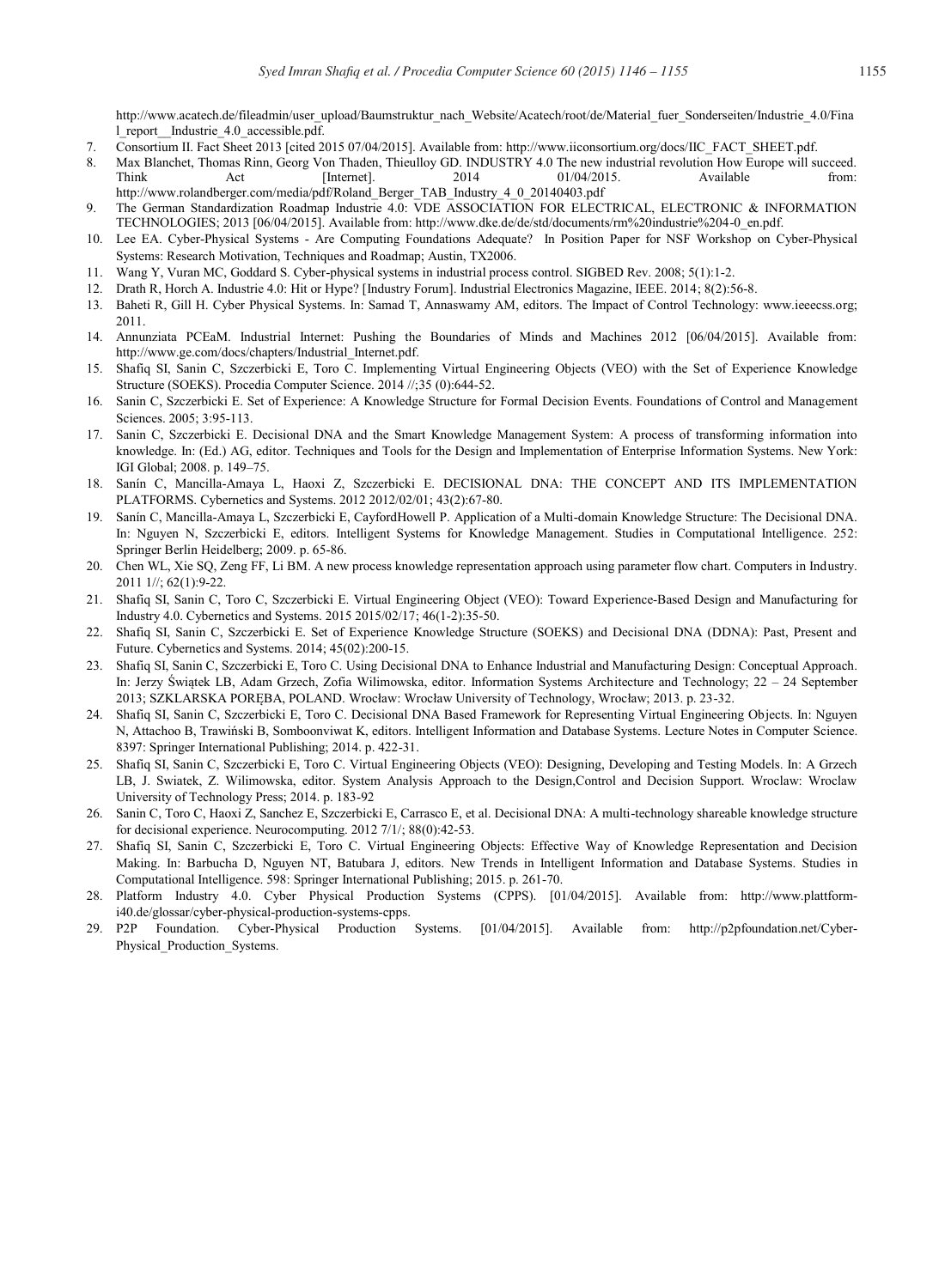http://www.acatech.de/fileadmin/user_upload/Baumstruktur_nach_Website/Acatech/root/de/Material_fuer_Sonderseiten/Industrie_4.0/Final_report__Industrie_4.0_accessible.pdf.

7. Consortium II. Fact Sheet 2013 [cited 2015 07/04/2015]. Available from: http://www.iiconsortium.org/docs/IIC_FACT_SHEET.pdf.
8. Max Blanchet, Thomas Rinn, Georg Von Thaden, Thieulloy GD. INDUSTRY 4.0 The new industrial revolution How Europe will succeed. Think Act [Internet]. 2014 01/04/2015. Available from: http://www.rolandberger.com/media/pdf/Roland_Berger_TAB_Industry_4_0_20140403.pdf
9. The German Standardization Roadmap Industrie 4.0: VDE ASSOCIATION FOR ELECTRICAL, ELECTRONIC & INFORMATION TECHNOLOGIES; 2013 [06/04/2015]. Available from: http://www.dke.de/de/std/documents/rm%20industrie%204-0_en.pdf.
10. Lee EA. Cyber-Physical Systems - Are Computing Foundations Adequate? In Position Paper for NSF Workshop on Cyber-Physical Systems: Research Motivation, Techniques and Roadmap; Austin, TX2006.
11. Wang Y, Vuran MC, Goddard S. Cyber-physical systems in industrial process control. SIGBED Rev. 2008; 5(1):1-2.
12. Drath R, Horch A. Industrie 4.0: Hit or Hype? [Industry Forum]. Industrial Electronics Magazine, IEEE. 2014; 8(2):56-8.
13. Baheti R, Gill H. Cyber Physical Systems. In: Samad T, Annaswamy AM, editors. The Impact of Control Technology: www.ieeecss.org; 2011.
14. Annunziata PCEaM. Industrial Internet: Pushing the Boundaries of Minds and Machines 2012 [06/04/2015]. Available from: http://www.ge.com/docs/chapters/Industrial_Internet.pdf.
15. Shafiq SI, Sanin C, Szczerbicki E, Toro C. Implementing Virtual Engineering Objects (VEO) with the Set of Experience Knowledge Structure (SOEKS). Procedia Computer Science. 2014 //;35 (0):644-52.
16. Sanin C, Szczerbicki E. Set of Experience: A Knowledge Structure for Formal Decision Events. Foundations of Control and Management Sciences. 2005; 3:95-113.
17. Sanin C, Szczerbicki E. Decisional DNA and the Smart Knowledge Management System: A process of transforming information into knowledge. In: (Ed.) AG, editor. Techniques and Tools for the Design and Implementation of Enterprise Information Systems. New York: IGI Global; 2008. p. 149–75.
18. Sanín C, Mancilla-Amaya L, Haoxi Z, Szczerbicki E. DECISIONAL DNA: THE CONCEPT AND ITS IMPLEMENTATION PLATFORMS. Cybernetics and Systems. 2012 2012/02/01; 43(2):67-80.
19. Sanín C, Mancilla-Amaya L, Szczerbicki E, CayfordHowell P. Application of a Multi-domain Knowledge Structure: The Decisional DNA. In: Nguyen N, Szczerbicki E, editors. Intelligent Systems for Knowledge Management. Studies in Computational Intelligence. 252: Springer Berlin Heidelberg; 2009. p. 65-86.
20. Chen WL, Xie SQ, Zeng FF, Li BM. A new process knowledge representation approach using parameter flow chart. Computers in Industry. 2011 1//; 62(1):9-22.
21. Shafiq SI, Sanin C, Toro C, Szczerbicki E. Virtual Engineering Object (VEO): Toward Experience-Based Design and Manufacturing for Industry 4.0. Cybernetics and Systems. 2015 2015/02/17; 46(1-2):35-50.
22. Shafiq SI, Sanin C, Szczerbicki E. Set of Experience Knowledge Structure (SOEKS) and Decisional DNA (DDNA): Past, Present and Future. Cybernetics and Systems. 2014; 45(02):200-15.
23. Shafiq SI, Sanin C, Szczerbicki E, Toro C. Using Decisional DNA to Enhance Industrial and Manufacturing Design: Conceptual Approach. In: Jerzy Świątek LB, Adam Grzech, Zofia Wilimowska, editor. Information Systems Architecture and Technology; 22 – 24 September 2013; SZKLARSKA PORĘBA, POLAND. Wrocław: Wrocław University of Technology, Wrocław; 2013. p. 23-32.
24. Shafiq SI, Sanin C, Szczerbicki E, Toro C. Decisional DNA Based Framework for Representing Virtual Engineering Objects. In: Nguyen N, Attachoo B, Trawiński B, Somboonviwat K, editors. Intelligent Information and Database Systems. Lecture Notes in Computer Science. 8397: Springer International Publishing; 2014. p. 422-31.
25. Shafiq SI, Sanin C, Szczerbicki E, Toro C. Virtual Engineering Objects (VEO): Designing, Developing and Testing Models. In: A Grzech LB, J. Swiatek, Z. Wilimowska, editor. System Analysis Approach to the Design,Control and Decision Support. Wroclaw: Wroclaw University of Technology Press; 2014. p. 183-92
26. Sanin C, Toro C, Haoxi Z, Sanchez E, Szczerbicki E, Carrasco E, et al. Decisional DNA: A multi-technology shareable knowledge structure for decisional experience. Neurocomputing. 2012 7/1/; 88(0):42-53.
27. Shafiq SI, Sanin C, Szczerbicki E, Toro C. Virtual Engineering Objects: Effective Way of Knowledge Representation and Decision Making. In: Barbucha D, Nguyen NT, Batubara J, editors. New Trends in Intelligent Information and Database Systems. Studies in Computational Intelligence. 598: Springer International Publishing; 2015. p. 261-70.
28. Platform Industry 4.0. Cyber Physical Production Systems (CPPS). [01/04/2015]. Available from: http://www.plattform-i40.de/glossar/cyber-physical-production-systems-cpps.
29. P2P Foundation. Cyber-Physical Production Systems. [01/04/2015]. Available from: http://p2pfoundation.net/Cyber-Physical_Production_Systems.